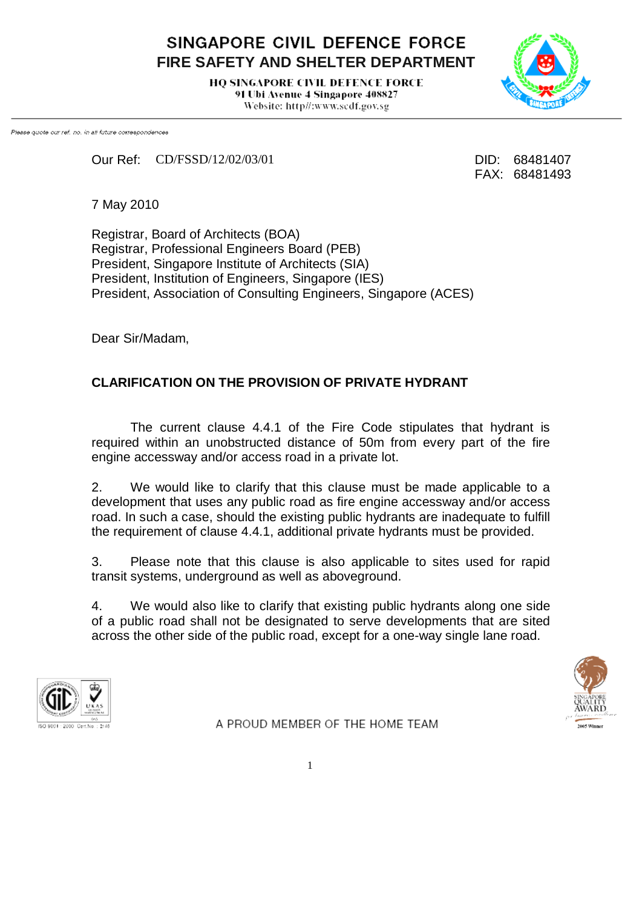# SINGAPORE CIVIL DEFENCE FORCE
## FIRE SAFETY AND SHELTER DEPARTMENT

HQ SINGAPORE CIVIL DEFENCE FORCE
91 Ubi Avenue 4 Singapore 408827
Website: http//:www.scdf.gov.sg

*Please quote our ref. no. in all future correspondences*

Our Ref: CD/FSSD/12/02/03/01

DID: 68481407
FAX: 68481493

7 May 2010

Registrar, Board of Architects (BOA)
Registrar, Professional Engineers Board (PEB)
President, Singapore Institute of Architects (SIA)
President, Institution of Engineers, Singapore (IES)
President, Association of Consulting Engineers, Singapore (ACES)

Dear Sir/Madam,

**CLARIFICATION ON THE PROVISION OF PRIVATE HYDRANT**

The current clause 4.4.1 of the Fire Code stipulates that hydrant is required within an unobstructed distance of 50m from every part of the fire engine accessway and/or access road in a private lot.

2. We would like to clarify that this clause must be made applicable to a development that uses any public road as fire engine accessway and/or access road. In such a case, should the existing public hydrants are inadequate to fulfill the requirement of clause 4.4.1, additional private hydrants must be provided.

3. Please note that this clause is also applicable to sites used for rapid transit systems, underground as well as aboveground.

4. We would also like to clarify that existing public hydrants along one side of a public road shall not be designated to serve developments that are sited across the other side of the public road, except for a one-way single lane road.

A PROUD MEMBER OF THE HOME TEAM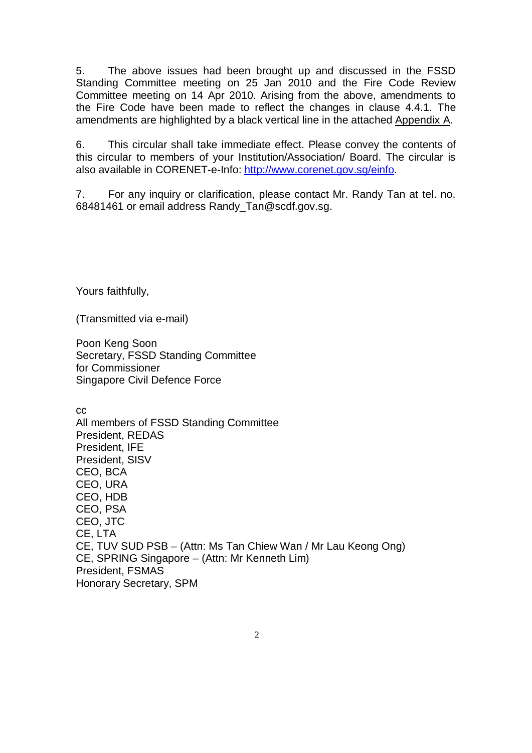5. The above issues had been brought up and discussed in the FSSD Standing Committee meeting on 25 Jan 2010 and the Fire Code Review Committee meeting on 14 Apr 2010. Arising from the above, amendments to the Fire Code have been made to reflect the changes in clause 4.4.1. The amendments are highlighted by a black vertical line in the attached Appendix A.

6. This circular shall take immediate effect. Please convey the contents of this circular to members of your Institution/Association/ Board. The circular is also available in CORENET-e-Info: [http://www.corenet.gov.sg/einfo](http://www.corenet.gov.sg/einfo).

7. For any inquiry or clarification, please contact Mr. Randy Tan at tel. no. 68481461 or email address Randy_Tan@scdf.gov.sg.

Yours faithfully,

(Transmitted via e-mail)

Poon Keng Soon
Secretary, FSSD Standing Committee
for Commissioner
Singapore Civil Defence Force

cc
All members of FSSD Standing Committee
President, REDAS
President, IFE
President, SISV
CEO, BCA
CEO, URA
CEO, HDB
CEO, PSA
CEO, JTC
CE, LTA
CE, TUV SUD PSB – (Attn: Ms Tan Chiew Wan / Mr Lau Keong Ong)
CE, SPRING Singapore – (Attn: Mr Kenneth Lim)
President, FSMAS
Honorary Secretary, SPM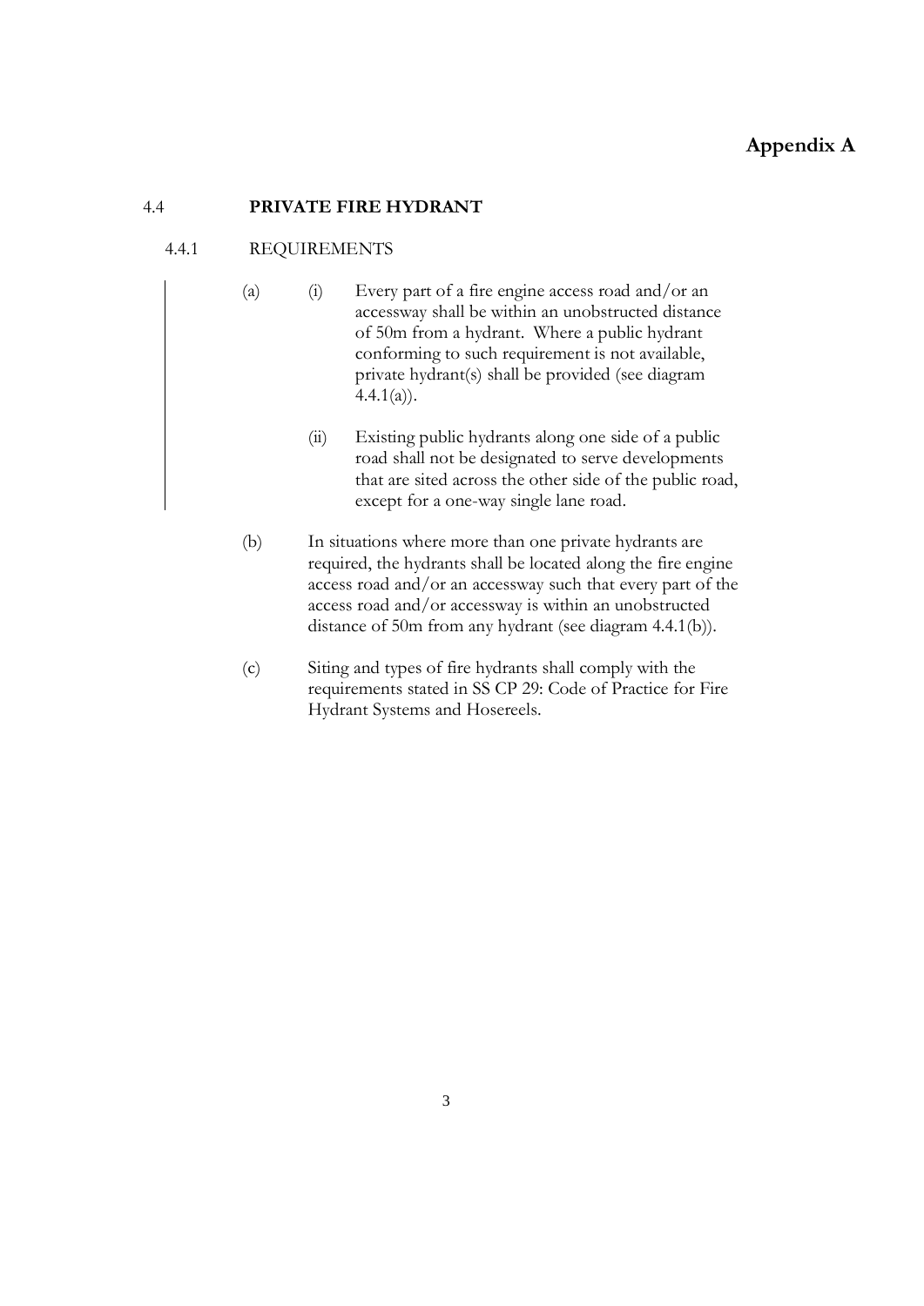**Appendix A**

## 4.4 PRIVATE FIRE HYDRANT

### 4.4.1 REQUIREMENTS

(a) (i) Every part of a fire engine access road and/or an accessway shall be within an unobstructed distance of 50m from a hydrant. Where a public hydrant conforming to such requirement is not available, private hydrant(s) shall be provided (see diagram 4.4.1(a)).

(ii) Existing public hydrants along one side of a public road shall not be designated to serve developments that are sited across the other side of the public road, except for a one-way single lane road.

(b) In situations where more than one private hydrants are required, the hydrants shall be located along the fire engine access road and/or an accessway such that every part of the access road and/or accessway is within an unobstructed distance of 50m from any hydrant (see diagram 4.4.1(b)).

(c) Siting and types of fire hydrants shall comply with the requirements stated in SS CP 29: Code of Practice for Fire Hydrant Systems and Hosereels.